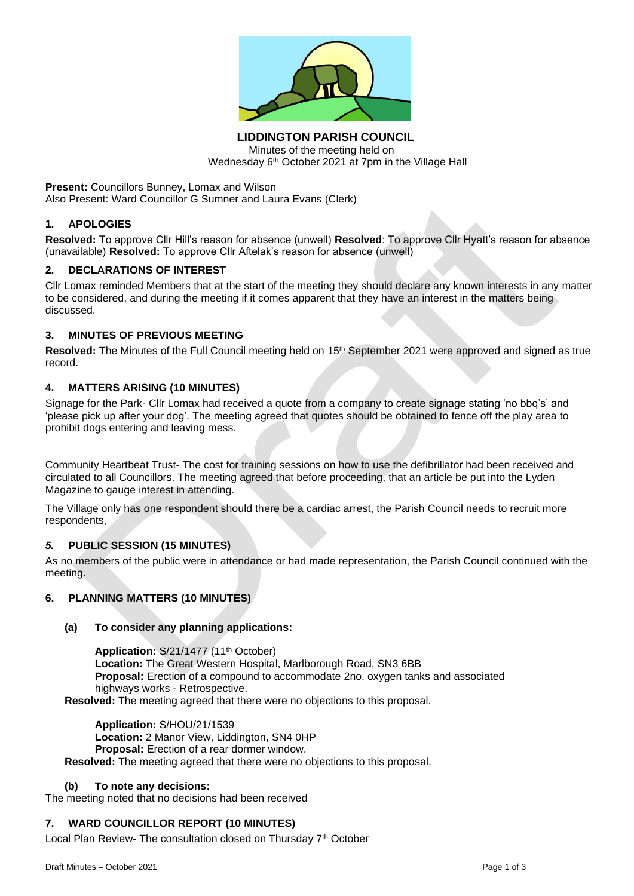**LIDDINGTON PARISH COUNCIL**

Minutes of the meeting held on
Wednesday 6th October 2021 at 7pm in the Village Hall

**Present:** Councillors Bunney, Lomax and Wilson
Also Present: Ward Councillor G Sumner and Laura Evans (Clerk)

### 1. APOLOGIES

**Resolved:** To approve Cllr Hill's reason for absence (unwell) **Resolved**: To approve Cllr Hyatt's reason for absence (unavailable) **Resolved:** To approve Cllr Aftelak's reason for absence (unwell)

### 2. DECLARATIONS OF INTEREST

Cllr Lomax reminded Members that at the start of the meeting they should declare any known interests in any matter to be considered, and during the meeting if it comes apparent that they have an interest in the matters being discussed.

### 3. MINUTES OF PREVIOUS MEETING

**Resolved:** The Minutes of the Full Council meeting held on 15th September 2021 were approved and signed as true record.

### 4. MATTERS ARISING (10 MINUTES)

Signage for the Park- Cllr Lomax had received a quote from a company to create signage stating 'no bbq's' and 'please pick up after your dog'. The meeting agreed that quotes should be obtained to fence off the play area to prohibit dogs entering and leaving mess.

Community Heartbeat Trust- The cost for training sessions on how to use the defibrillator had been received and circulated to all Councillors. The meeting agreed that before proceeding, that an article be put into the Lyden Magazine to gauge interest in attending.

The Village only has one respondent should there be a cardiac arrest, the Parish Council needs to recruit more respondents,

### *5.* PUBLIC SESSION (15 MINUTES)

As no members of the public were in attendance or had made representation, the Parish Council continued with the meeting.

### 6. PLANNING MATTERS (10 MINUTES)

#### (a) To consider any planning applications:

**Application:** S/21/1477 (11th October)
**Location:** The Great Western Hospital, Marlborough Road, SN3 6BB
**Proposal:** Erection of a compound to accommodate 2no. oxygen tanks and associated highways works - Retrospective.

**Resolved:** The meeting agreed that there were no objections to this proposal.

**Application:** S/HOU/21/1539
**Location:** 2 Manor View, Liddington, SN4 0HP
**Proposal:** Erection of a rear dormer window.

**Resolved:** The meeting agreed that there were no objections to this proposal.

#### (b) To note any decisions:

The meeting noted that no decisions had been received

### 7. WARD COUNCILLOR REPORT (10 MINUTES)

Local Plan Review- The consultation closed on Thursday 7th October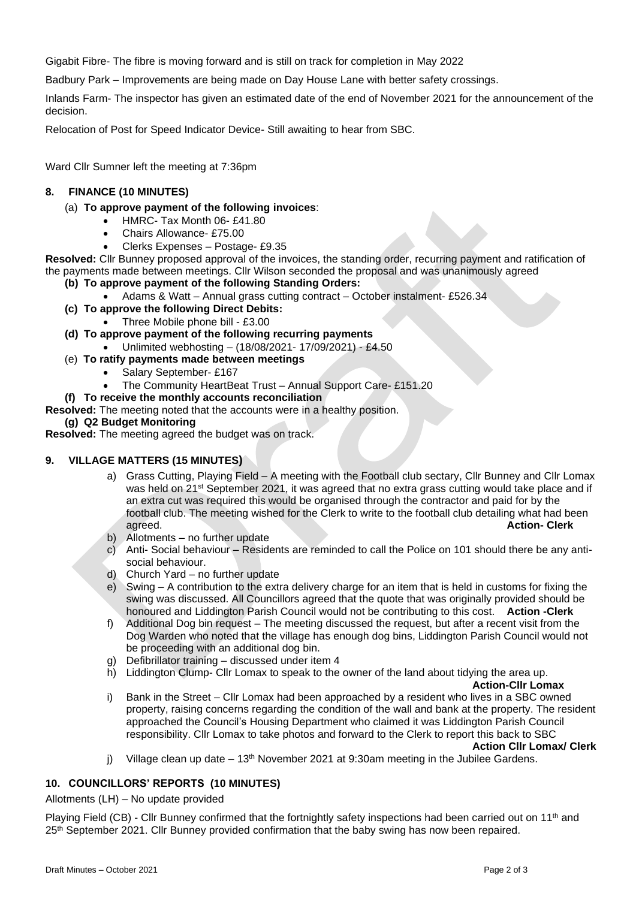Gigabit Fibre- The fibre is moving forward and is still on track for completion in May 2022

Badbury Park – Improvements are being made on Day House Lane with better safety crossings.

Inlands Farm- The inspector has given an estimated date of the end of November 2021 for the announcement of the decision.

Relocation of Post for Speed Indicator Device- Still awaiting to hear from SBC.

Ward Cllr Sumner left the meeting at 7:36pm

## 8. FINANCE (10 MINUTES)

(a) **To approve payment of the following invoices**:

- HMRC- Tax Month 06- £41.80
- Chairs Allowance- £75.00
- Clerks Expenses – Postage- £9.35

**Resolved:** Cllr Bunney proposed approval of the invoices, the standing order, recurring payment and ratification of the payments made between meetings. Cllr Wilson seconded the proposal and was unanimously agreed

**(b) To approve payment of the following Standing Orders:**

- Adams & Watt – Annual grass cutting contract – October instalment- £526.34

**(c) To approve the following Direct Debits:**

- Three Mobile phone bill - £3.00

**(d) To approve payment of the following recurring payments**

- Unlimited webhosting – (18/08/2021- 17/09/2021) - £4.50

(e) **To ratify payments made between meetings**

- Salary September- £167
- The Community HeartBeat Trust – Annual Support Care- £151.20

**(f) To receive the monthly accounts reconciliation**

**Resolved:** The meeting noted that the accounts were in a healthy position.

**(g) Q2 Budget Monitoring**

**Resolved:** The meeting agreed the budget was on track.

## 9. VILLAGE MATTERS (15 MINUTES)

a) Grass Cutting, Playing Field – A meeting with the Football club sectary, Cllr Bunney and Cllr Lomax was held on 21st September 2021, it was agreed that no extra grass cutting would take place and if an extra cut was required this would be organised through the contractor and paid for by the football club. The meeting wished for the Clerk to write to the football club detailing what had been agreed. **Action- Clerk**

b) Allotments – no further update

c) Anti- Social behaviour – Residents are reminded to call the Police on 101 should there be any anti-social behaviour.

d) Church Yard – no further update

e) Swing – A contribution to the extra delivery charge for an item that is held in customs for fixing the swing was discussed. All Councillors agreed that the quote that was originally provided should be honoured and Liddington Parish Council would not be contributing to this cost. **Action -Clerk**

f) Additional Dog bin request – The meeting discussed the request, but after a recent visit from the Dog Warden who noted that the village has enough dog bins, Liddington Parish Council would not be proceeding with an additional dog bin.

g) Defibrillator training – discussed under item 4

h) Liddington Clump- Cllr Lomax to speak to the owner of the land about tidying the area up. **Action-Cllr Lomax**

i) Bank in the Street – Cllr Lomax had been approached by a resident who lives in a SBC owned property, raising concerns regarding the condition of the wall and bank at the property. The resident approached the Council's Housing Department who claimed it was Liddington Parish Council responsibility. Cllr Lomax to take photos and forward to the Clerk to report this back to SBC **Action Cllr Lomax/ Clerk**

j) Village clean up date – 13th November 2021 at 9:30am meeting in the Jubilee Gardens.

## 10. COUNCILLORS' REPORTS (10 MINUTES)

Allotments (LH) – No update provided

Playing Field (CB) - Cllr Bunney confirmed that the fortnightly safety inspections had been carried out on 11th and 25th September 2021. Cllr Bunney provided confirmation that the baby swing has now been repaired.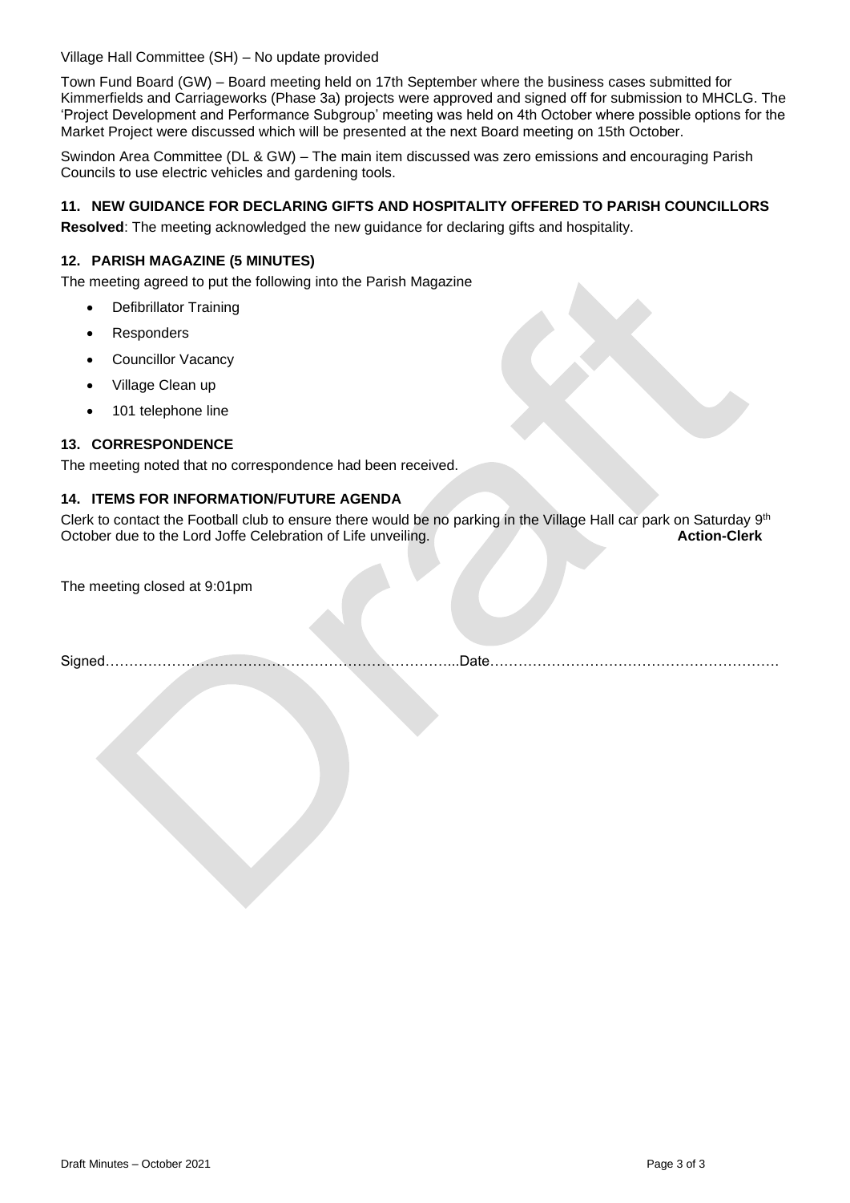Village Hall Committee (SH) – No update provided

Town Fund Board (GW) – Board meeting held on 17th September where the business cases submitted for Kimmerfields and Carriageworks (Phase 3a) projects were approved and signed off for submission to MHCLG. The 'Project Development and Performance Subgroup' meeting was held on 4th October where possible options for the Market Project were discussed which will be presented at the next Board meeting on 15th October.

Swindon Area Committee (DL & GW) – The main item discussed was zero emissions and encouraging Parish Councils to use electric vehicles and gardening tools.

### 11. NEW GUIDANCE FOR DECLARING GIFTS AND HOSPITALITY OFFERED TO PARISH COUNCILLORS

**Resolved**: The meeting acknowledged the new guidance for declaring gifts and hospitality.

### 12. PARISH MAGAZINE (5 MINUTES)

The meeting agreed to put the following into the Parish Magazine

- Defibrillator Training
- Responders
- Councillor Vacancy
- Village Clean up
- 101 telephone line

### 13. CORRESPONDENCE

The meeting noted that no correspondence had been received.

### 14. ITEMS FOR INFORMATION/FUTURE AGENDA

Clerk to contact the Football club to ensure there would be no parking in the Village Hall car park on Saturday 9th October due to the Lord Joffe Celebration of Life unveiling. **Action-Clerk**

The meeting closed at 9:01pm

Signed………………………………………………………………...Date……………………………………………………